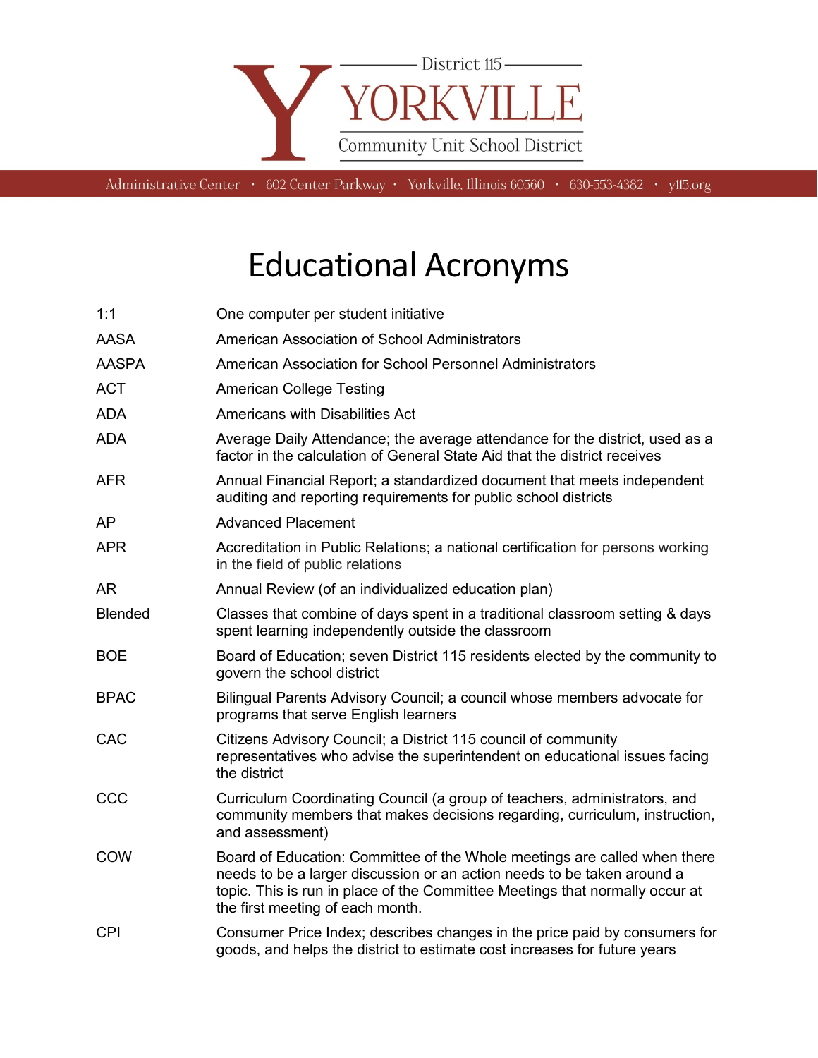District 115

# YORKVILLE

Community Unit School District

Administrative Center · 602 Center Parkway · Yorkville, Illinois 60560 · 630-553-4382 · y115.org

# Educational Acronyms

| | |
|---|---|
| 1:1 | One computer per student initiative |
| AASA | American Association of School Administrators |
| AASPA | American Association for School Personnel Administrators |
| ACT | American College Testing |
| ADA | Americans with Disabilities Act |
| ADA | Average Daily Attendance; the average attendance for the district, used as a factor in the calculation of General State Aid that the district receives |
| AFR | Annual Financial Report; a standardized document that meets independent auditing and reporting requirements for public school districts |
| AP | Advanced Placement |
| APR | Accreditation in Public Relations; a national certification for persons working in the field of public relations |
| AR | Annual Review (of an individualized education plan) |
| Blended | Classes that combine of days spent in a traditional classroom setting & days spent learning independently outside the classroom |
| BOE | Board of Education; seven District 115 residents elected by the community to govern the school district |
| BPAC | Bilingual Parents Advisory Council; a council whose members advocate for programs that serve English learners |
| CAC | Citizens Advisory Council; a District 115 council of community representatives who advise the superintendent on educational issues facing the district |
| CCC | Curriculum Coordinating Council (a group of teachers, administrators, and community members that makes decisions regarding, curriculum, instruction, and assessment) |
| COW | Board of Education: Committee of the Whole meetings are called when there needs to be a larger discussion or an action needs to be taken around a topic. This is run in place of the Committee Meetings that normally occur at the first meeting of each month. |
| CPI | Consumer Price Index; describes changes in the price paid by consumers for goods, and helps the district to estimate cost increases for future years |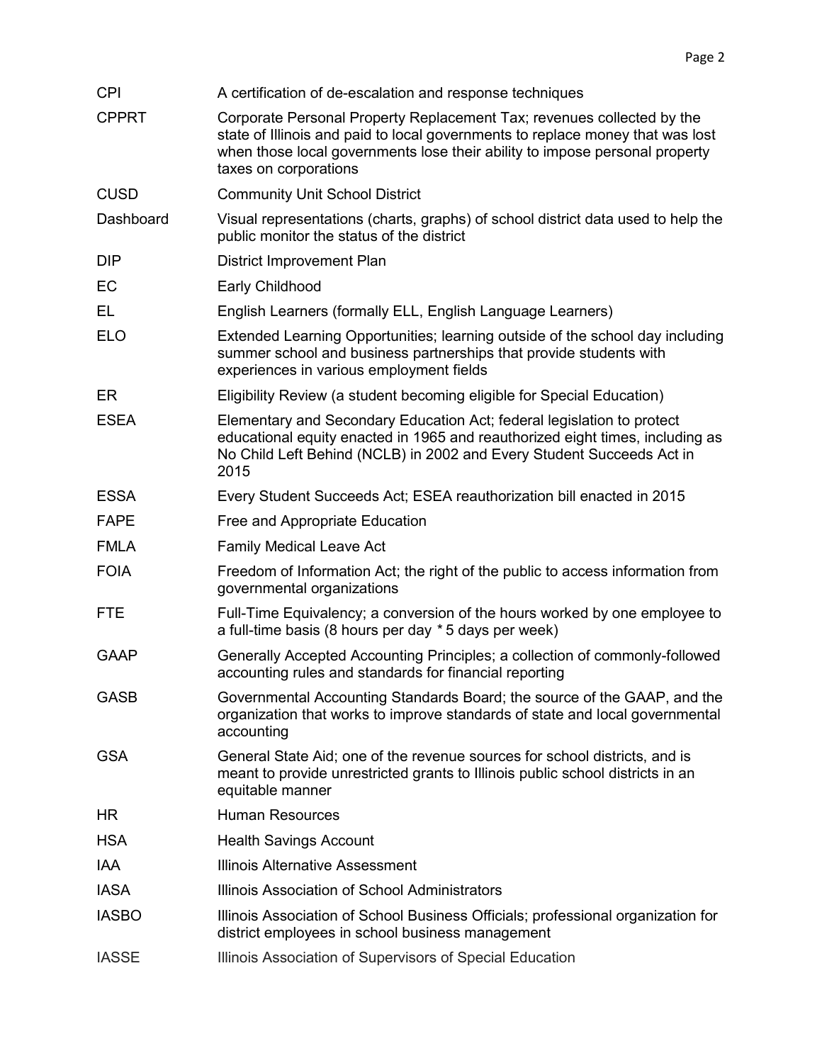| | |
|---|---|
| CPI | A certification of de-escalation and response techniques |
| CPPRT | Corporate Personal Property Replacement Tax; revenues collected by the state of Illinois and paid to local governments to replace money that was lost when those local governments lose their ability to impose personal property taxes on corporations |
| CUSD | Community Unit School District |
| Dashboard | Visual representations (charts, graphs) of school district data used to help the public monitor the status of the district |
| DIP | District Improvement Plan |
| EC | Early Childhood |
| EL | English Learners (formally ELL, English Language Learners) |
| ELO | Extended Learning Opportunities; learning outside of the school day including summer school and business partnerships that provide students with experiences in various employment fields |
| ER | Eligibility Review (a student becoming eligible for Special Education) |
| ESEA | Elementary and Secondary Education Act; federal legislation to protect educational equity enacted in 1965 and reauthorized eight times, including as No Child Left Behind (NCLB) in 2002 and Every Student Succeeds Act in 2015 |
| ESSA | Every Student Succeeds Act; ESEA reauthorization bill enacted in 2015 |
| FAPE | Free and Appropriate Education |
| FMLA | Family Medical Leave Act |
| FOIA | Freedom of Information Act; the right of the public to access information from governmental organizations |
| FTE | Full-Time Equivalency; a conversion of the hours worked by one employee to a full-time basis (8 hours per day * 5 days per week) |
| GAAP | Generally Accepted Accounting Principles; a collection of commonly-followed accounting rules and standards for financial reporting |
| GASB | Governmental Accounting Standards Board; the source of the GAAP, and the organization that works to improve standards of state and local governmental accounting |
| GSA | General State Aid; one of the revenue sources for school districts, and is meant to provide unrestricted grants to Illinois public school districts in an equitable manner |
| HR | Human Resources |
| HSA | Health Savings Account |
| IAA | Illinois Alternative Assessment |
| IASA | Illinois Association of School Administrators |
| IASBO | Illinois Association of School Business Officials; professional organization for district employees in school business management |
| IASSE | Illinois Association of Supervisors of Special Education |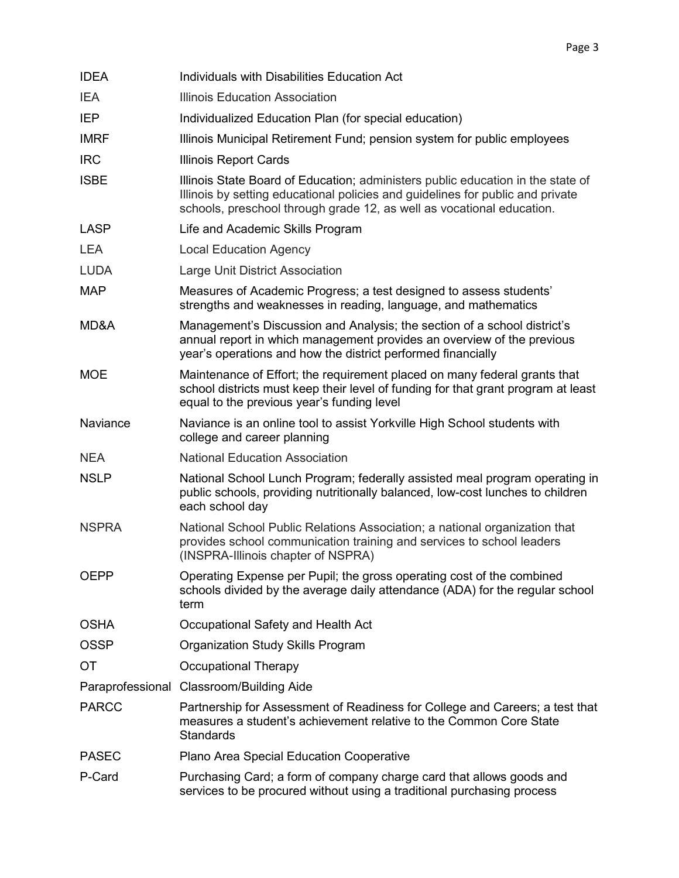| | |
|---|---|
| IDEA | Individuals with Disabilities Education Act |
| IEA | Illinois Education Association |
| IEP | Individualized Education Plan (for special education) |
| IMRF | Illinois Municipal Retirement Fund; pension system for public employees |
| IRC | Illinois Report Cards |
| ISBE | Illinois State Board of Education; administers public education in the state of Illinois by setting educational policies and guidelines for public and private schools, preschool through grade 12, as well as vocational education. |
| LASP | Life and Academic Skills Program |
| LEA | Local Education Agency |
| LUDA | Large Unit District Association |
| MAP | Measures of Academic Progress; a test designed to assess students' strengths and weaknesses in reading, language, and mathematics |
| MD&A | Management's Discussion and Analysis; the section of a school district's annual report in which management provides an overview of the previous year's operations and how the district performed financially |
| MOE | Maintenance of Effort; the requirement placed on many federal grants that school districts must keep their level of funding for that grant program at least equal to the previous year's funding level |
| Naviance | Naviance is an online tool to assist Yorkville High School students with college and career planning |
| NEA | National Education Association |
| NSLP | National School Lunch Program; federally assisted meal program operating in public schools, providing nutritionally balanced, low-cost lunches to children each school day |
| NSPRA | National School Public Relations Association; a national organization that provides school communication training and services to school leaders (INSPRA-Illinois chapter of NSPRA) |
| OEPP | Operating Expense per Pupil; the gross operating cost of the combined schools divided by the average daily attendance (ADA) for the regular school term |
| OSHA | Occupational Safety and Health Act |
| OSSP | Organization Study Skills Program |
| OT | Occupational Therapy |
| Paraprofessional | Classroom/Building Aide |
| PARCC | Partnership for Assessment of Readiness for College and Careers; a test that measures a student's achievement relative to the Common Core State Standards |
| PASEC | Plano Area Special Education Cooperative |
| P-Card | Purchasing Card; a form of company charge card that allows goods and services to be procured without using a traditional purchasing process |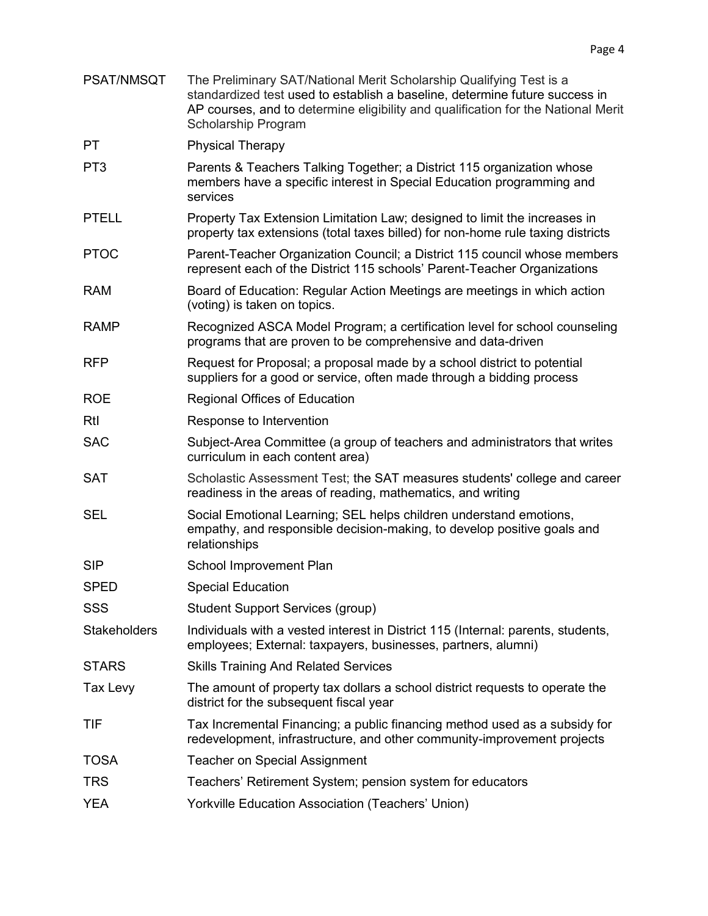| | |
|---|---|
| PSAT/NMSQT | The Preliminary SAT/National Merit Scholarship Qualifying Test is a standardized test used to establish a baseline, determine future success in AP courses, and to determine eligibility and qualification for the National Merit Scholarship Program |
| PT | Physical Therapy |
| PT3 | Parents & Teachers Talking Together; a District 115 organization whose members have a specific interest in Special Education programming and services |
| PTELL | Property Tax Extension Limitation Law; designed to limit the increases in property tax extensions (total taxes billed) for non-home rule taxing districts |
| PTOC | Parent-Teacher Organization Council; a District 115 council whose members represent each of the District 115 schools' Parent-Teacher Organizations |
| RAM | Board of Education: Regular Action Meetings are meetings in which action (voting) is taken on topics. |
| RAMP | Recognized ASCA Model Program; a certification level for school counseling programs that are proven to be comprehensive and data-driven |
| RFP | Request for Proposal; a proposal made by a school district to potential suppliers for a good or service, often made through a bidding process |
| ROE | Regional Offices of Education |
| RtI | Response to Intervention |
| SAC | Subject-Area Committee (a group of teachers and administrators that writes curriculum in each content area) |
| SAT | Scholastic Assessment Test; the SAT measures students' college and career readiness in the areas of reading, mathematics, and writing |
| SEL | Social Emotional Learning; SEL helps children understand emotions, empathy, and responsible decision-making, to develop positive goals and relationships |
| SIP | School Improvement Plan |
| SPED | Special Education |
| SSS | Student Support Services (group) |
| Stakeholders | Individuals with a vested interest in District 115 (Internal: parents, students, employees; External: taxpayers, businesses, partners, alumni) |
| STARS | Skills Training And Related Services |
| Tax Levy | The amount of property tax dollars a school district requests to operate the district for the subsequent fiscal year |
| TIF | Tax Incremental Financing; a public financing method used as a subsidy for redevelopment, infrastructure, and other community-improvement projects |
| TOSA | Teacher on Special Assignment |
| TRS | Teachers' Retirement System; pension system for educators |
| YEA | Yorkville Education Association (Teachers' Union) |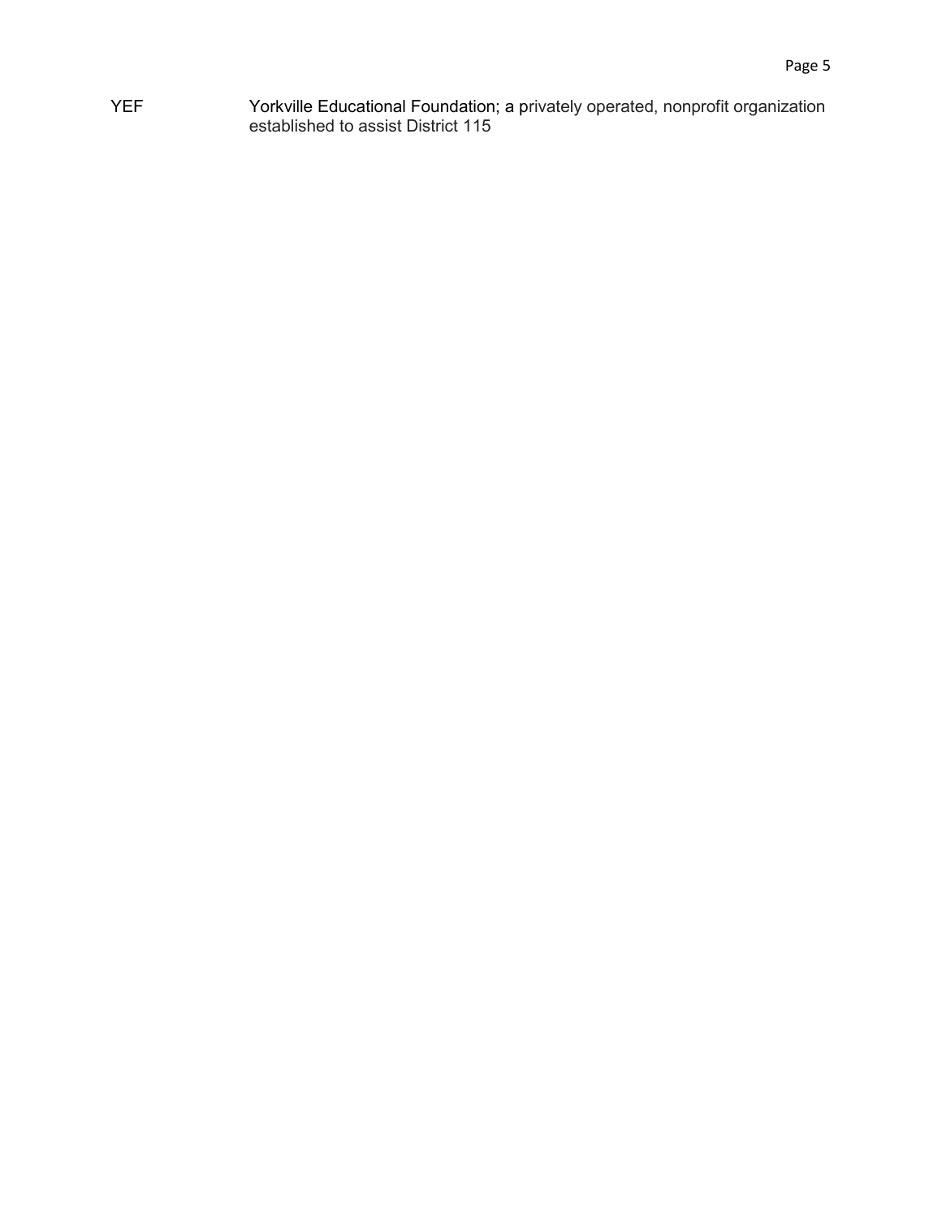| | |
|---|---|
| YEF | Yorkville Educational Foundation; a privately operated, nonprofit organization established to assist District 115 |